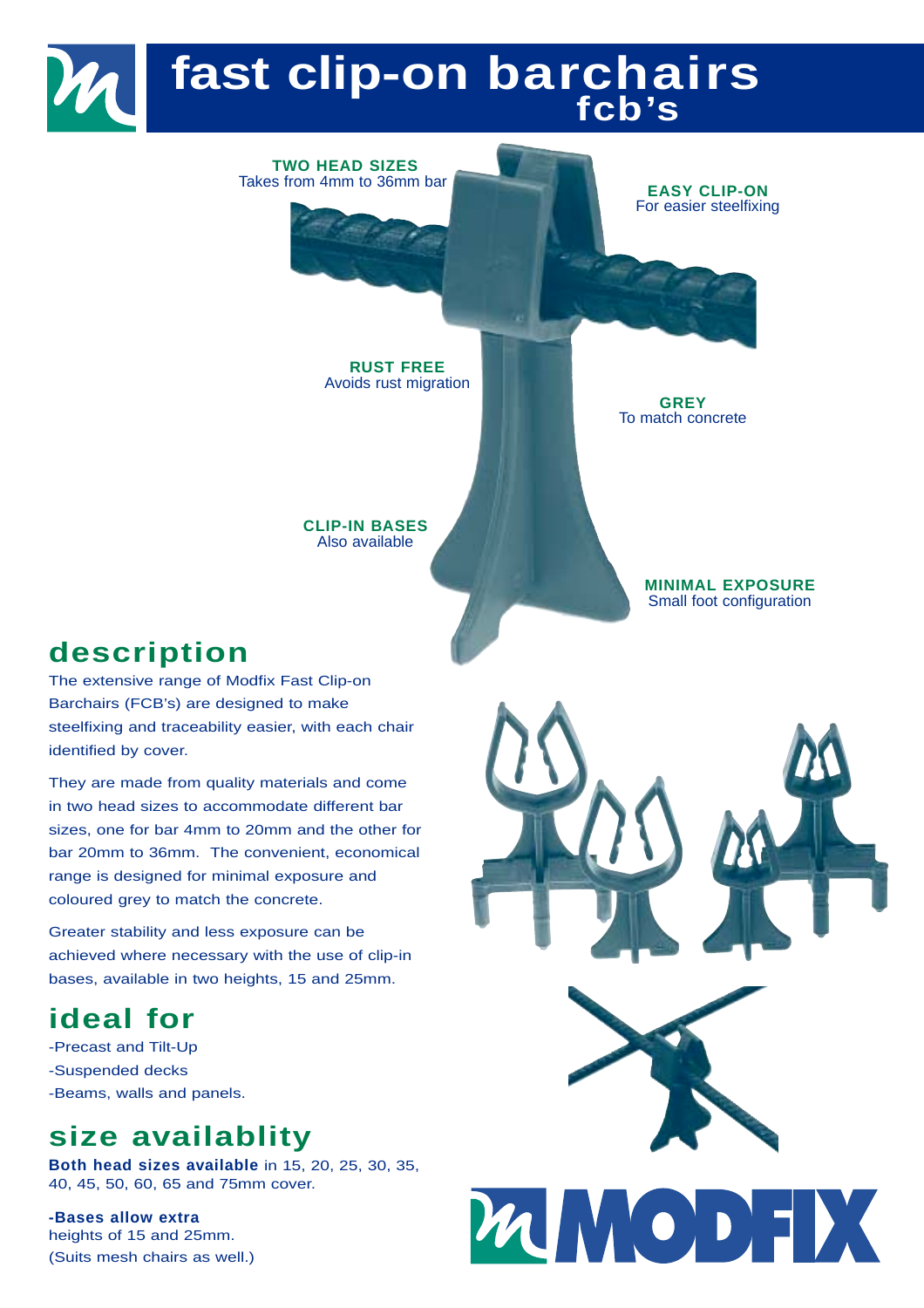# fast clip-on barchairs fcb's

**TWO HEAD SIZES**
Takes from 4mm to 36mm bar

**EASY CLIP-ON**
For easier steelfixing

**RUST FREE**
Avoids rust migration

**GREY**
To match concrete

**CLIP-IN BASES**
Also available

**MINIMAL EXPOSURE**
Small foot configuration

## description

The extensive range of Modfix Fast Clip-on Barchairs (FCB's) are designed to make steelfixing and traceability easier, with each chair identified by cover.

They are made from quality materials and come in two head sizes to accommodate different bar sizes, one for bar 4mm to 20mm and the other for bar 20mm to 36mm. The convenient, economical range is designed for minimal exposure and coloured grey to match the concrete.

Greater stability and less exposure can be achieved where necessary with the use of clip-in bases, available in two heights, 15 and 25mm.

## ideal for

- -Precast and Tilt-Up
- -Suspended decks
- -Beams, walls and panels.

## size availablity

**Both head sizes available** in 15, 20, 25, 30, 35, 40, 45, 50, 60, 65 and 75mm cover.

**-Bases allow extra** heights of 15 and 25mm. (Suits mesh chairs as well.)

MODFIX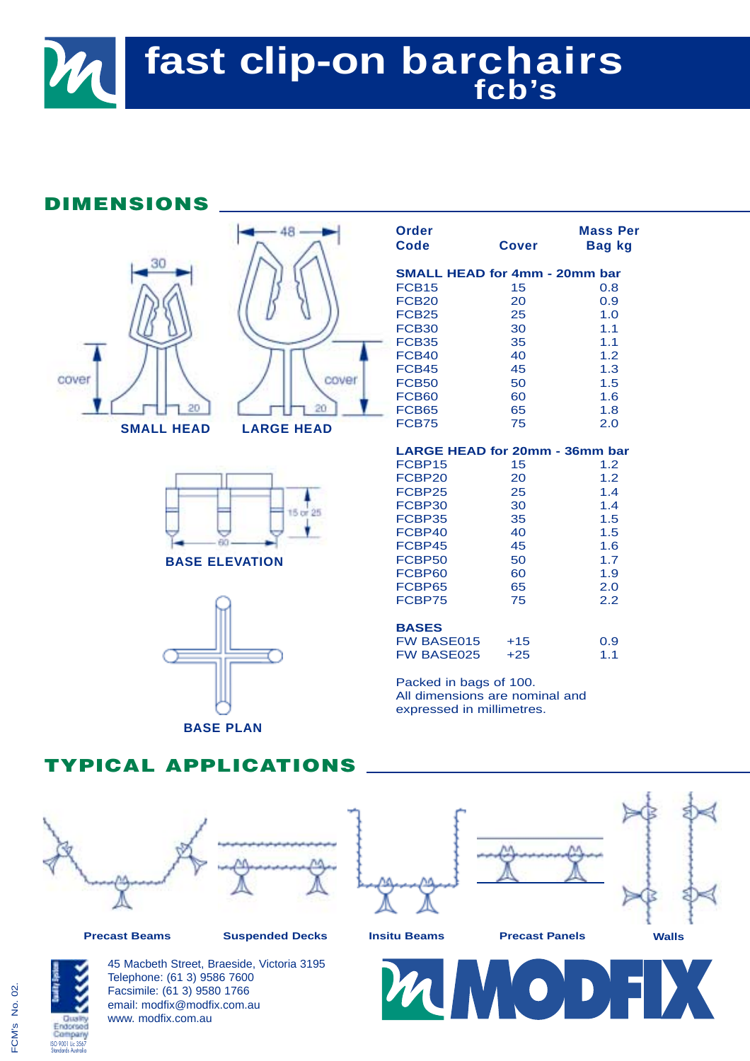# fast clip-on barchairs

## fcb's

## DIMENSIONS

48

30

cover

cover

20

20

SMALL HEAD

LARGE HEAD

15 or 25

60

BASE ELEVATION

BASE PLAN

| Order Code | Cover | Mass Per Bag kg |
|---|---|---|
| **SMALL HEAD for 4mm - 20mm bar** | | |
| FCB15 | 15 | 0.8 |
| FCB20 | 20 | 0.9 |
| FCB25 | 25 | 1.0 |
| FCB30 | 30 | 1.1 |
| FCB35 | 35 | 1.1 |
| FCB40 | 40 | 1.2 |
| FCB45 | 45 | 1.3 |
| FCB50 | 50 | 1.5 |
| FCB60 | 60 | 1.6 |
| FCB65 | 65 | 1.8 |
| FCB75 | 75 | 2.0 |
| **LARGE HEAD for 20mm - 36mm bar** | | |
| FCBP15 | 15 | 1.2 |
| FCBP20 | 20 | 1.2 |
| FCBP25 | 25 | 1.4 |
| FCBP30 | 30 | 1.4 |
| FCBP35 | 35 | 1.5 |
| FCBP40 | 40 | 1.5 |
| FCBP45 | 45 | 1.6 |
| FCBP50 | 50 | 1.7 |
| FCBP60 | 60 | 1.9 |
| FCBP65 | 65 | 2.0 |
| FCBP75 | 75 | 2.2 |
| **BASES** | | |
| FW BASE015 | +15 | 0.9 |
| FW BASE025 | +25 | 1.1 |

Packed in bags of 100.
All dimensions are nominal and expressed in millimetres.

## TYPICAL APPLICATIONS

Precast Beams

Suspended Decks

Insitu Beams

Precast Panels

Walls

Quality Endorsed Company ISO 9001 Lic 3567 Standards Australia

45 Macbeth Street, Braeside, Victoria 3195
Telephone: (61 3) 9586 7600
Facsimile: (61 3) 9580 1766
email: modfix@modfix.com.au
www. modfix.com.au

MODFIX

FCM's No. 02.